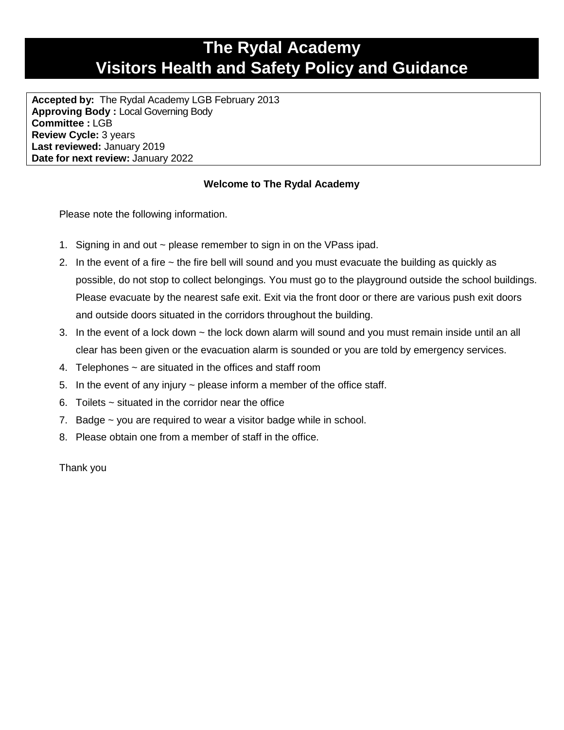# The Rydal Academy
# Visitors Health and Safety Policy and Guidance

**Accepted by:** The Rydal Academy LGB February 2013
**Approving Body :** Local Governing Body
**Committee :** LGB
**Review Cycle:** 3 years
**Last reviewed:** January 2019
**Date for next review:** January 2022

**Welcome to The Rydal Academy**

Please note the following information.

1. Signing in and out ~ please remember to sign in on the VPass ipad.
2. In the event of a fire ~ the fire bell will sound and you must evacuate the building as quickly as possible, do not stop to collect belongings. You must go to the playground outside the school buildings. Please evacuate by the nearest safe exit. Exit via the front door or there are various push exit doors and outside doors situated in the corridors throughout the building.
3. In the event of a lock down ~ the lock down alarm will sound and you must remain inside until an all clear has been given or the evacuation alarm is sounded or you are told by emergency services.
4. Telephones ~ are situated in the offices and staff room
5. In the event of any injury ~ please inform a member of the office staff.
6. Toilets ~ situated in the corridor near the office
7. Badge ~ you are required to wear a visitor badge while in school.
8. Please obtain one from a member of staff in the office.

Thank you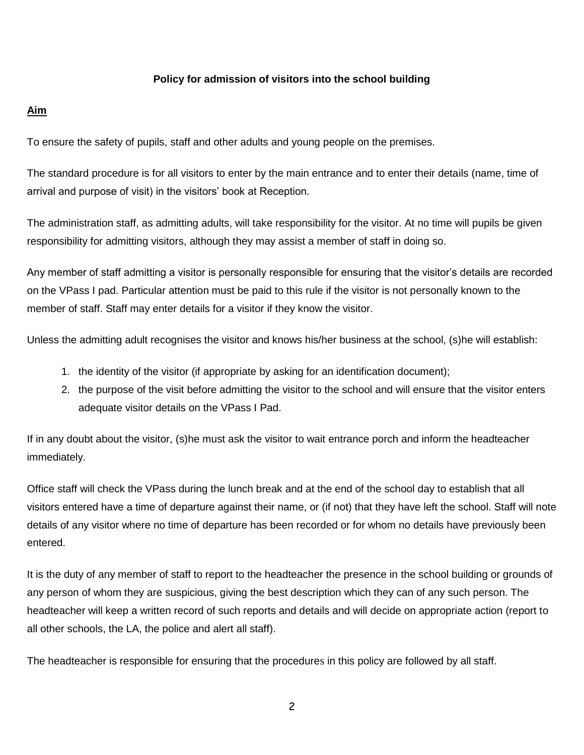**Policy for admission of visitors into the school building**

**Aim**

To ensure the safety of pupils, staff and other adults and young people on the premises.

The standard procedure is for all visitors to enter by the main entrance and to enter their details (name, time of arrival and purpose of visit) in the visitors' book at Reception.

The administration staff, as admitting adults, will take responsibility for the visitor. At no time will pupils be given responsibility for admitting visitors, although they may assist a member of staff in doing so.

Any member of staff admitting a visitor is personally responsible for ensuring that the visitor's details are recorded on the VPass I pad. Particular attention must be paid to this rule if the visitor is not personally known to the member of staff. Staff may enter details for a visitor if they know the visitor.

Unless the admitting adult recognises the visitor and knows his/her business at the school, (s)he will establish:

1. the identity of the visitor (if appropriate by asking for an identification document);
2. the purpose of the visit before admitting the visitor to the school and will ensure that the visitor enters adequate visitor details on the VPass I Pad.

If in any doubt about the visitor, (s)he must ask the visitor to wait entrance porch and inform the headteacher immediately.

Office staff will check the VPass during the lunch break and at the end of the school day to establish that all visitors entered have a time of departure against their name, or (if not) that they have left the school. Staff will note details of any visitor where no time of departure has been recorded or for whom no details have previously been entered.

It is the duty of any member of staff to report to the headteacher the presence in the school building or grounds of any person of whom they are suspicious, giving the best description which they can of any such person. The headteacher will keep a written record of such reports and details and will decide on appropriate action (report to all other schools, the LA, the police and alert all staff).

The headteacher is responsible for ensuring that the procedures in this policy are followed by all staff.